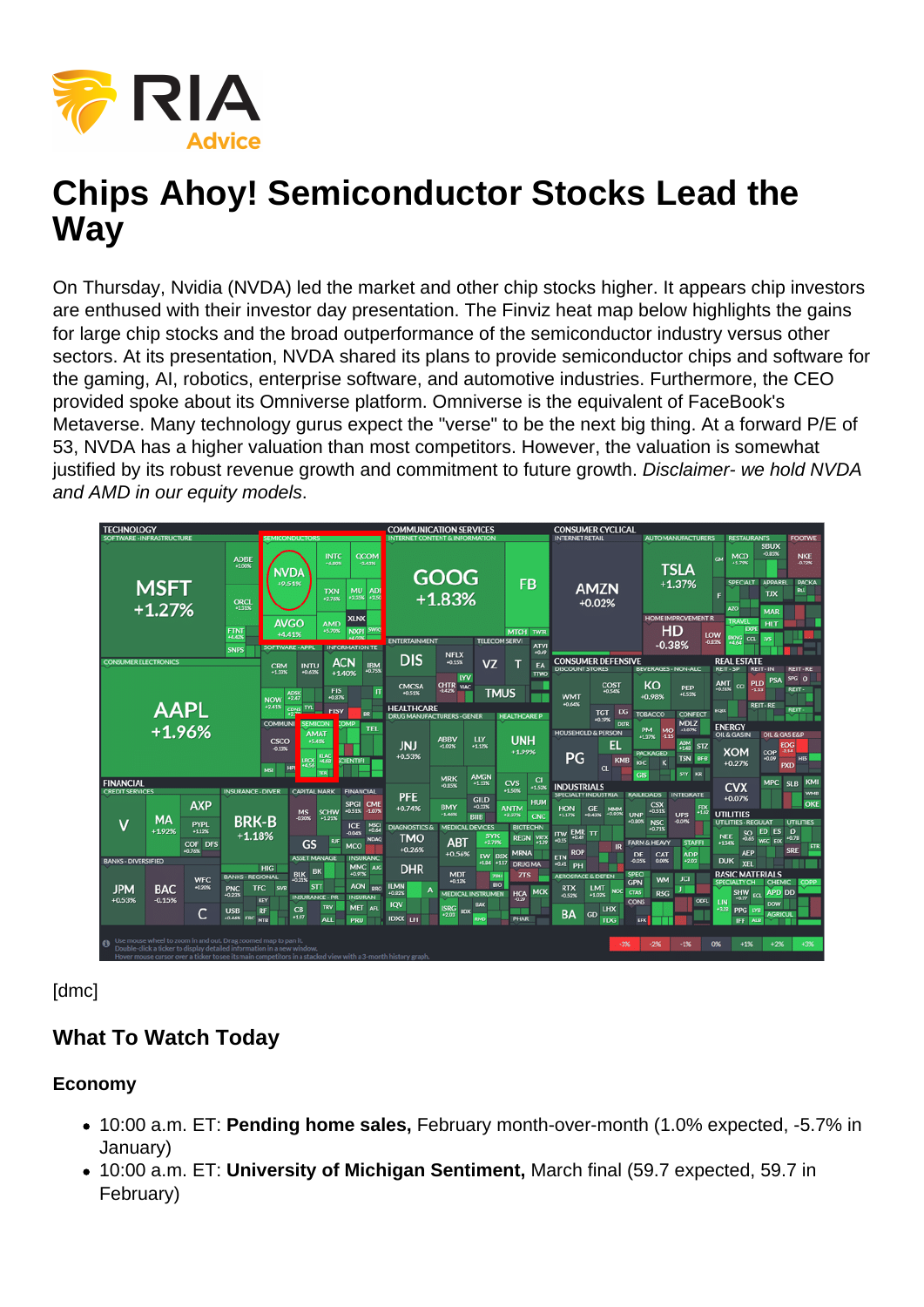# Chips Ahoy! Semiconductor Stocks Lead the Way

On Thursday, Nvidia (NVDA) led the market and other chip stocks higher. It appears chip investors are enthused with their investor day presentation. The Finviz heat map below highlights the gains for large chip stocks and the broad outperformance of the semiconductor industry versus other sectors. At its presentation, NVDA shared its plans to provide semiconductor chips and software for the gaming, AI, robotics, enterprise software, and automotive industries. Furthermore, the CEO provided spoke about its Omniverse platform. Omniverse is the equivalent of FaceBook's Metaverse. Many technology gurus expect the "verse" to be the next big thing. At a forward P/E of 53, NVDA has a higher valuation than most competitors. However, the valuation is somewhat justified by its robust revenue growth and commitment to future growth. *Disclaimer- we hold NVDA and AMD in our equity models*.

[dmc]

## What To Watch Today

### Economy

- 10:00 a.m. ET: **Pending home sales,** February month-over-month (1.0% expected, -5.7% in January)
- 10:00 a.m. ET: **University of Michigan Sentiment,** March final (59.7 expected, 59.7 in February)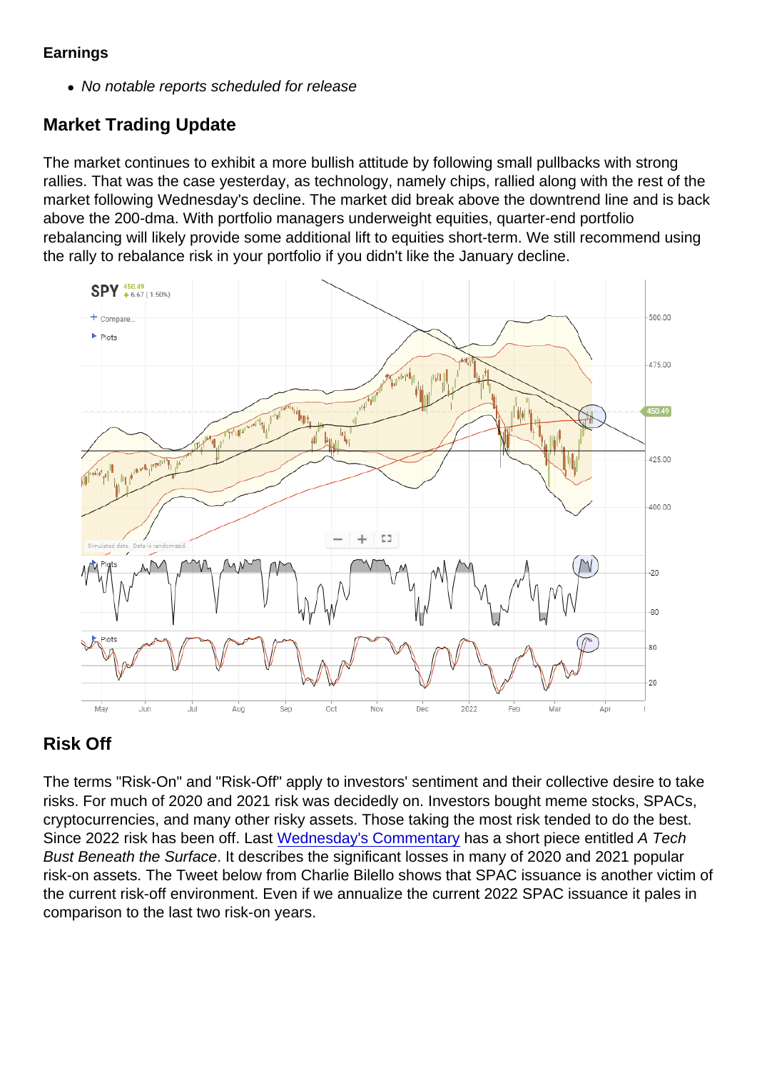**Earnings**

- *No notable reports scheduled for release*

## Market Trading Update

The market continues to exhibit a more bullish attitude by following small pullbacks with strong rallies. That was the case yesterday, as technology, namely chips, rallied along with the rest of the market following Wednesday's decline. The market did break above the downtrend line and is back above the 200-dma. With portfolio managers underweight equities, quarter-end portfolio rebalancing will likely provide some additional lift to equities short-term. We still recommend using the rally to rebalance risk in your portfolio if you didn't like the January decline.

## Risk Off

The terms "Risk-On" and "Risk-Off" apply to investors' sentiment and their collective desire to take risks. For much of 2020 and 2021 risk was decidedly on. Investors bought meme stocks, SPACs, cryptocurrencies, and many other risky assets. Those taking the most risk tended to do the best. Since 2022 risk has been off. Last [Wednesday's Commentary](#) has a short piece entitled *A Tech Bust Beneath the Surface*. It describes the significant losses in many of 2020 and 2021 popular risk-on assets. The Tweet below from Charlie Bilello shows that SPAC issuance is another victim of the current risk-off environment. Even if we annualize the current 2022 SPAC issuance it pales in comparison to the last two risk-on years.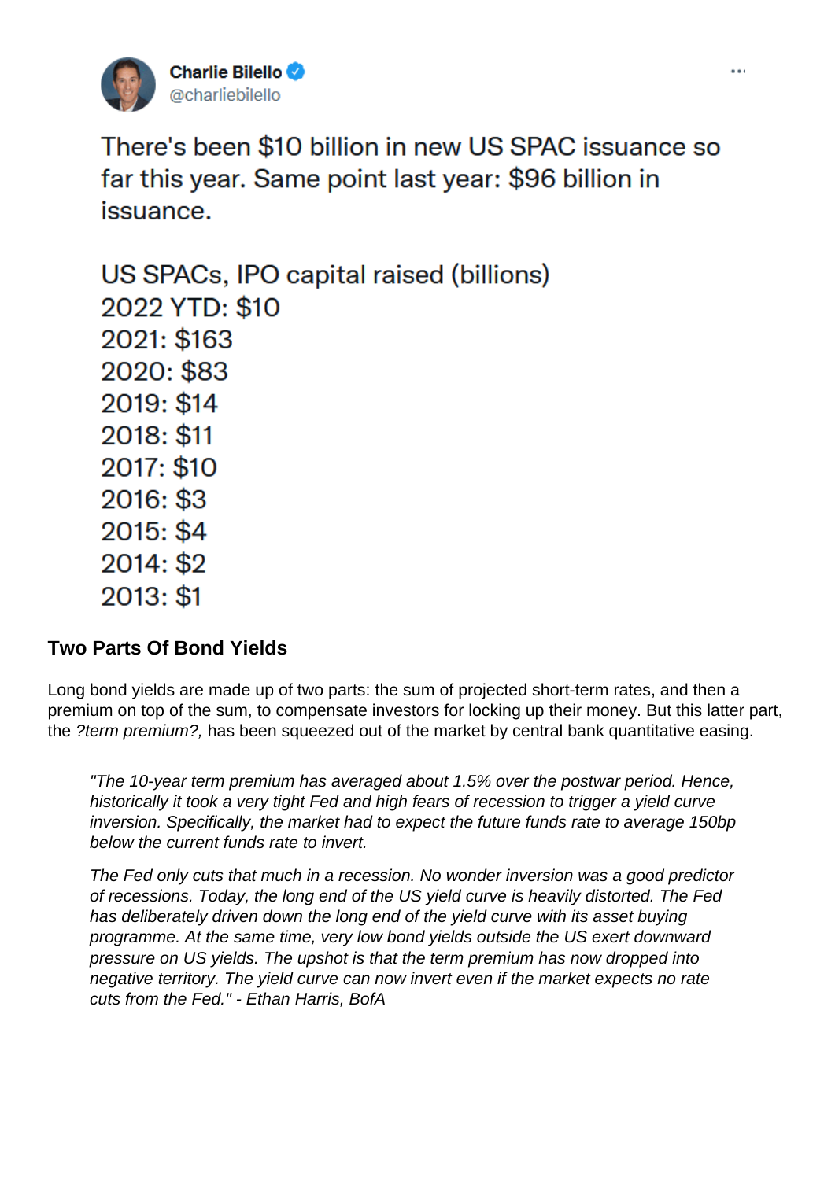**Charlie Bilello** @charliebilello

There's been $10 billion in new US SPAC issuance so far this year. Same point last year: $96 billion in issuance.

US SPACs, IPO capital raised (billions)
2022 YTD: $10
2021: $163
2020: $83
2019: $14
2018: $11
2017: $10
2016: $3
2015: $4
2014: $2
2013: $1

## Two Parts Of Bond Yields

Long bond yields are made up of two parts: the sum of projected short-term rates, and then a premium on top of the sum, to compensate investors for locking up their money. But this latter part, the *?term premium?,* has been squeezed out of the market by central bank quantitative easing.

> *"The 10-year term premium has averaged about 1.5% over the postwar period. Hence, historically it took a very tight Fed and high fears of recession to trigger a yield curve inversion. Specifically, the market had to expect the future funds rate to average 150bp below the current funds rate to invert.*
>
> *The Fed only cuts that much in a recession. No wonder inversion was a good predictor of recessions. Today, the long end of the US yield curve is heavily distorted. The Fed has deliberately driven down the long end of the yield curve with its asset buying programme. At the same time, very low bond yields outside the US exert downward pressure on US yields. The upshot is that the term premium has now dropped into negative territory. The yield curve can now invert even if the market expects no rate cuts from the Fed." - Ethan Harris, BofA*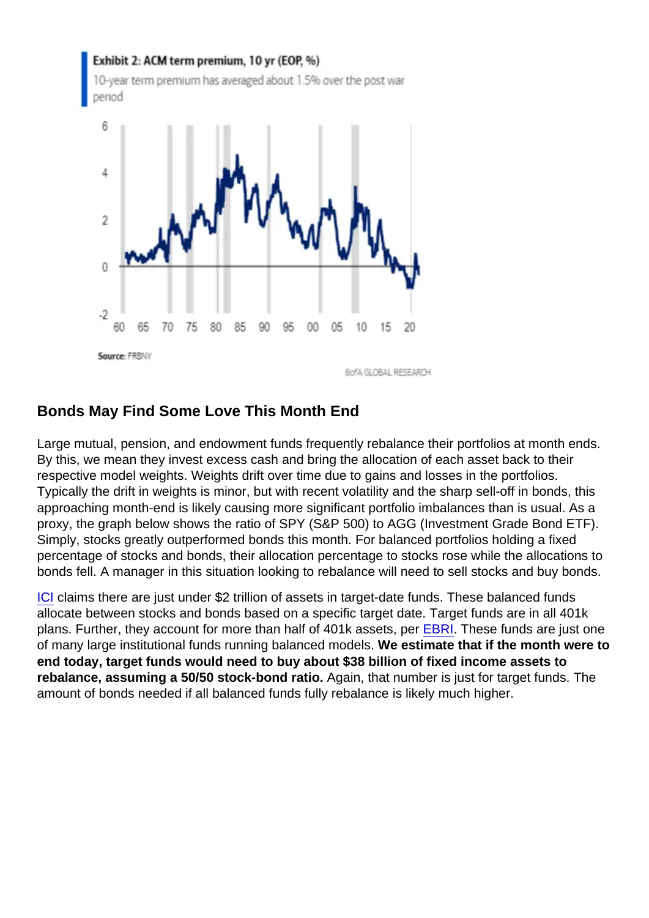**Exhibit 2: ACM term premium, 10 yr (EOP, %)**

10-year term premium has averaged about 1.5% over the post war period

Source: FRBNY

BofA GLOBAL RESEARCH

## Bonds May Find Some Love This Month End

Large mutual, pension, and endowment funds frequently rebalance their portfolios at month ends. By this, we mean they invest excess cash and bring the allocation of each asset back to their respective model weights. Weights drift over time due to gains and losses in the portfolios. Typically the drift in weights is minor, but with recent volatility and the sharp sell-off in bonds, this approaching month-end is likely causing more significant portfolio imbalances than is usual. As a proxy, the graph below shows the ratio of SPY (S&P 500) to AGG (Investment Grade Bond ETF). Simply, stocks greatly outperformed bonds this month. For balanced portfolios holding a fixed percentage of stocks and bonds, their allocation percentage to stocks rose while the allocations to bonds fell. A manager in this situation looking to rebalance will need to sell stocks and buy bonds.

ICI claims there are just under $2 trillion of assets in target-date funds. These balanced funds allocate between stocks and bonds based on a specific target date. Target funds are in all 401k plans. Further, they account for more than half of 401k assets, per EBRI. These funds are just one of many large institutional funds running balanced models. **We estimate that if the month were to end today, target funds would need to buy about $38 billion of fixed income assets to rebalance, assuming a 50/50 stock-bond ratio.** Again, that number is just for target funds. The amount of bonds needed if all balanced funds fully rebalance is likely much higher.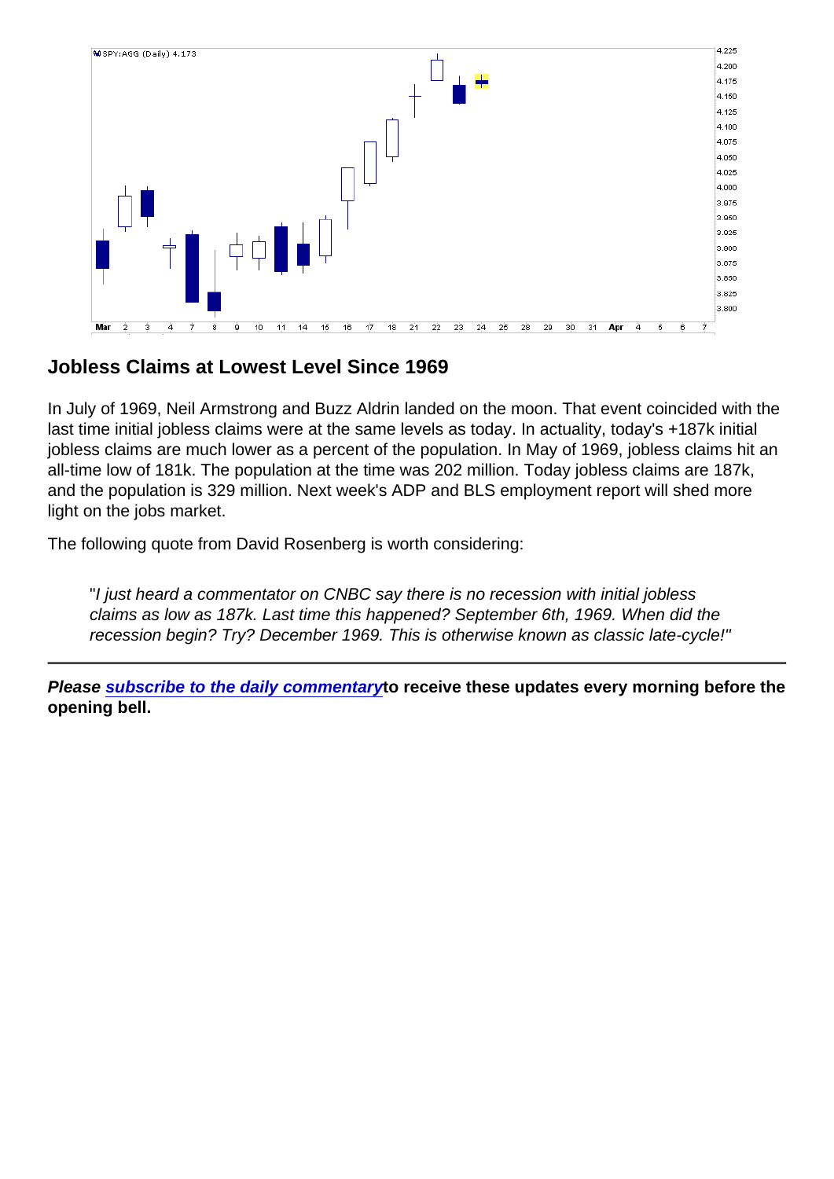SPY:AGG (Daily) 4.173

4.225
4.200
4.175
4.150
4.125
4.100
4.075
4.050
4.025
4.000
3.975
3.950
3.925
3.900
3.875
3.850
3.825
3.800

Mar 2 3 4 7 8 9 10 11 14 15 16 17 18 21 22 23 24 25 28 29 30 31 Apr 4 5 6 7

## Jobless Claims at Lowest Level Since 1969

In July of 1969, Neil Armstrong and Buzz Aldrin landed on the moon. That event coincided with the last time initial jobless claims were at the same levels as today. In actuality, today's +187k initial jobless claims are much lower as a percent of the population. In May of 1969, jobless claims hit an all-time low of 181k. The population at the time was 202 million. Today jobless claims are 187k, and the population is 329 million. Next week's ADP and BLS employment report will shed more light on the jobs market.

The following quote from David Rosenberg is worth considering:

> "*I just heard a commentator on CNBC say there is no recession with initial jobless claims as low as 187k. Last time this happened? September 6th, 1969. When did the recession begin? Try? December 1969. This is otherwise known as classic late-cycle!*"

---

**Please subscribe to the daily commentary to receive these updates every morning before the opening bell.**